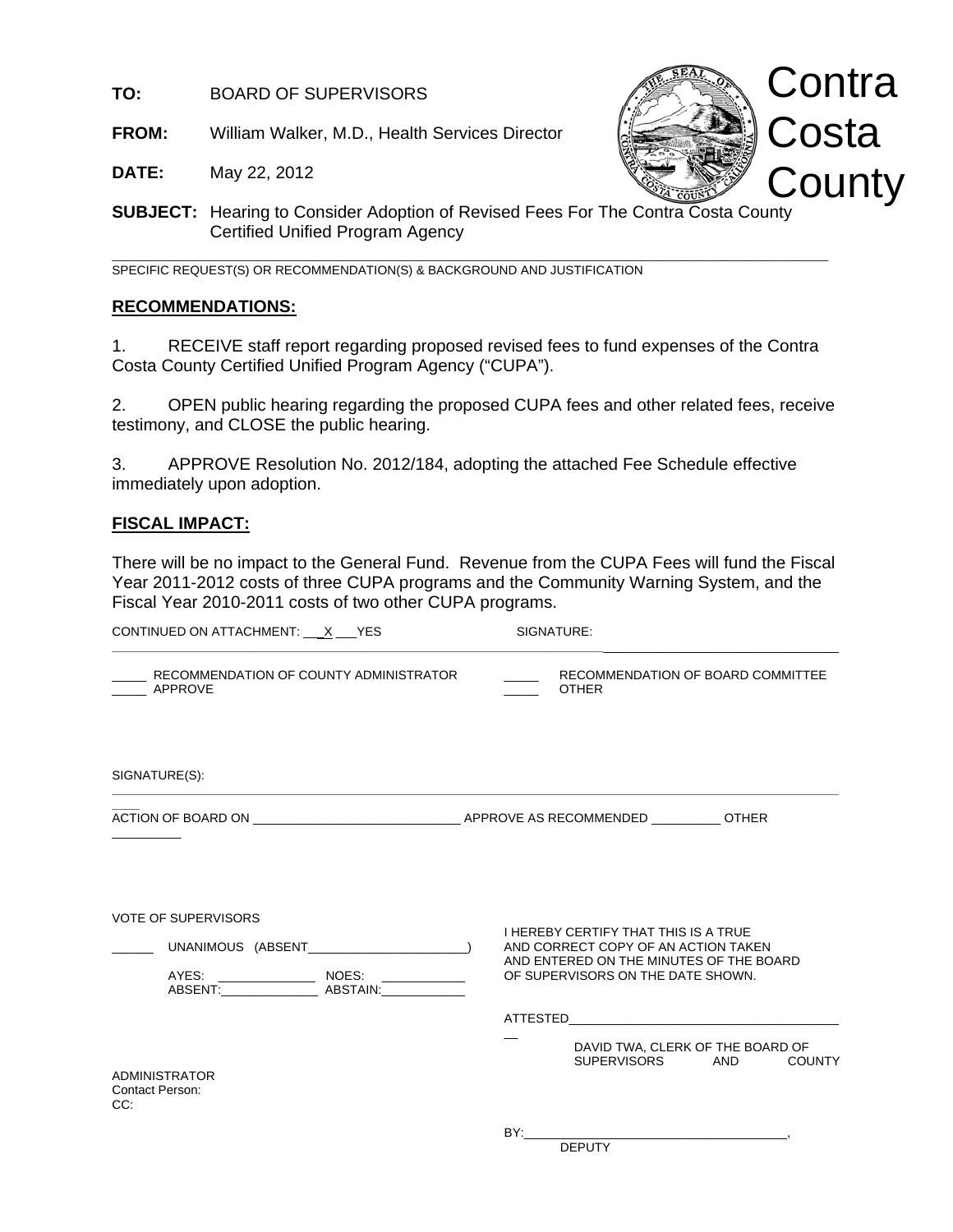**TO:** BOARD OF SUPERVISORS

**FROM:** William Walker, M.D., Health Services Director

**DATE:** May 22, 2012

Contra Costa County

**SUBJECT:** Hearing to Consider Adoption of Revised Fees For The Contra Costa County Certified Unified Program Agency

---

SPECIFIC REQUEST(S) OR RECOMMENDATION(S) & BACKGROUND AND JUSTIFICATION

## RECOMMENDATIONS:

1. RECEIVE staff report regarding proposed revised fees to fund expenses of the Contra Costa County Certified Unified Program Agency ("CUPA").

2. OPEN public hearing regarding the proposed CUPA fees and other related fees, receive testimony, and CLOSE the public hearing.

3. APPROVE Resolution No. 2012/184, adopting the attached Fee Schedule effective immediately upon adoption.

## FISCAL IMPACT:

There will be no impact to the General Fund. Revenue from the CUPA Fees will fund the Fiscal Year 2011-2012 costs of three CUPA programs and the Community Warning System, and the Fiscal Year 2010-2011 costs of two other CUPA programs.

CONTINUED ON ATTACHMENT: ___X___YES SIGNATURE: ______________________________

_____ RECOMMENDATION OF COUNTY ADMINISTRATOR _____ RECOMMENDATION OF BOARD COMMITTEE
_____ APPROVE _____ OTHER

SIGNATURE(S):

---

ACTION OF BOARD ON ____________________________ APPROVE AS RECOMMENDED __________ OTHER __________

VOTE OF SUPERVISORS

______ UNANIMOUS (ABSENT______________________)

AYES: ______________ NOES: ____________
ABSENT:______________ ABSTAIN:____________

I HEREBY CERTIFY THAT THIS IS A TRUE AND CORRECT COPY OF AN ACTION TAKEN AND ENTERED ON THE MINUTES OF THE BOARD OF SUPERVISORS ON THE DATE SHOWN.

ATTESTED______________________________________

DAVID TWA, CLERK OF THE BOARD OF SUPERVISORS AND COUNTY ADMINISTRATOR

Contact Person:
CC:

BY:______________________________________, DEPUTY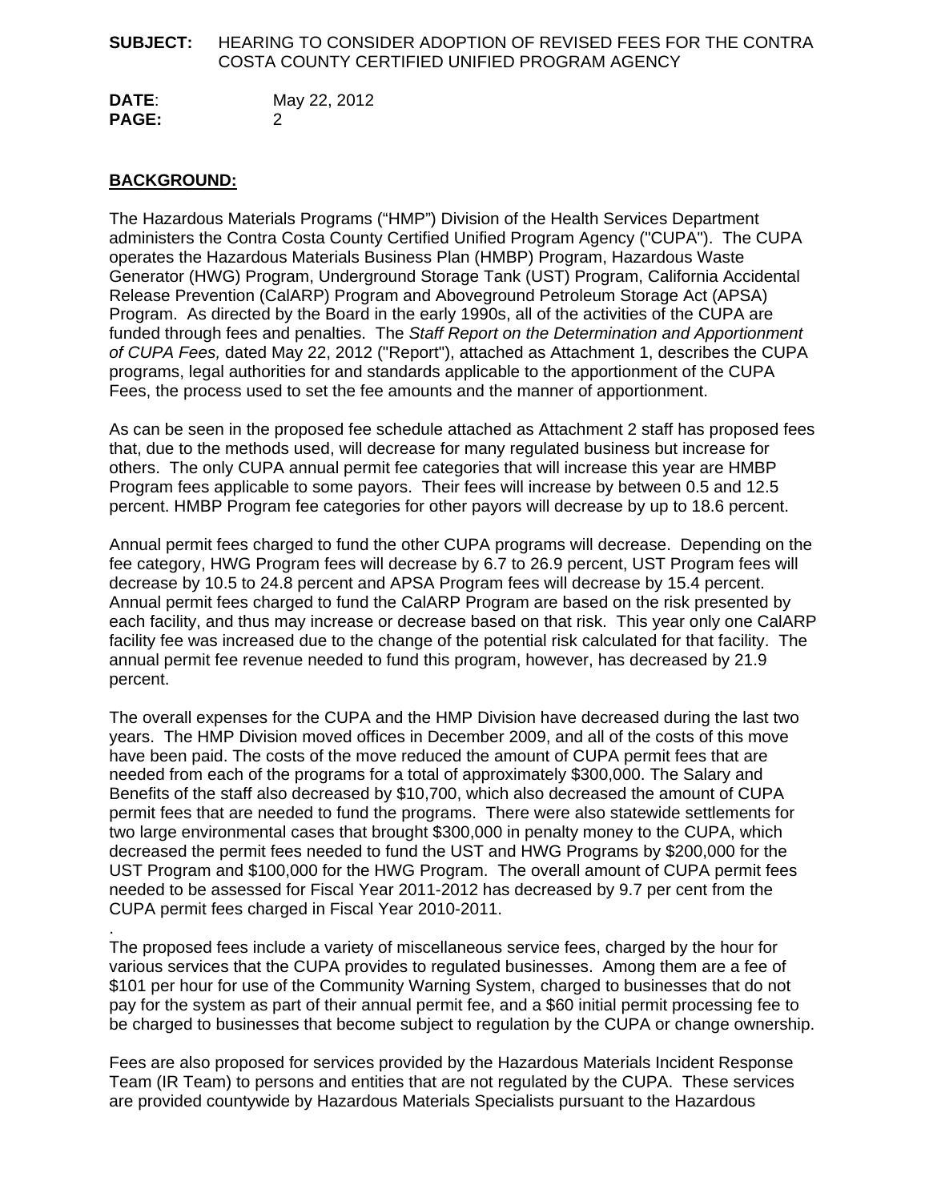**SUBJECT:** HEARING TO CONSIDER ADOPTION OF REVISED FEES FOR THE CONTRA COSTA COUNTY CERTIFIED UNIFIED PROGRAM AGENCY

**DATE**: May 22, 2012

## BACKGROUND:

The Hazardous Materials Programs ("HMP") Division of the Health Services Department administers the Contra Costa County Certified Unified Program Agency ("CUPA"). The CUPA operates the Hazardous Materials Business Plan (HMBP) Program, Hazardous Waste Generator (HWG) Program, Underground Storage Tank (UST) Program, California Accidental Release Prevention (CalARP) Program and Aboveground Petroleum Storage Act (APSA) Program. As directed by the Board in the early 1990s, all of the activities of the CUPA are funded through fees and penalties. The *Staff Report on the Determination and Apportionment of CUPA Fees,* dated May 22, 2012 ("Report"), attached as Attachment 1, describes the CUPA programs, legal authorities for and standards applicable to the apportionment of the CUPA Fees, the process used to set the fee amounts and the manner of apportionment.

As can be seen in the proposed fee schedule attached as Attachment 2 staff has proposed fees that, due to the methods used, will decrease for many regulated business but increase for others. The only CUPA annual permit fee categories that will increase this year are HMBP Program fees applicable to some payors. Their fees will increase by between 0.5 and 12.5 percent. HMBP Program fee categories for other payors will decrease by up to 18.6 percent.

Annual permit fees charged to fund the other CUPA programs will decrease. Depending on the fee category, HWG Program fees will decrease by 6.7 to 26.9 percent, UST Program fees will decrease by 10.5 to 24.8 percent and APSA Program fees will decrease by 15.4 percent. Annual permit fees charged to fund the CalARP Program are based on the risk presented by each facility, and thus may increase or decrease based on that risk. This year only one CalARP facility fee was increased due to the change of the potential risk calculated for that facility. The annual permit fee revenue needed to fund this program, however, has decreased by 21.9 percent.

The overall expenses for the CUPA and the HMP Division have decreased during the last two years. The HMP Division moved offices in December 2009, and all of the costs of this move have been paid. The costs of the move reduced the amount of CUPA permit fees that are needed from each of the programs for a total of approximately $300,000. The Salary and Benefits of the staff also decreased by $10,700, which also decreased the amount of CUPA permit fees that are needed to fund the programs. There were also statewide settlements for two large environmental cases that brought $300,000 in penalty money to the CUPA, which decreased the permit fees needed to fund the UST and HWG Programs by $200,000 for the UST Program and $100,000 for the HWG Program. The overall amount of CUPA permit fees needed to be assessed for Fiscal Year 2011-2012 has decreased by 9.7 per cent from the CUPA permit fees charged in Fiscal Year 2010-2011.

.
The proposed fees include a variety of miscellaneous service fees, charged by the hour for various services that the CUPA provides to regulated businesses. Among them are a fee of $101 per hour for use of the Community Warning System, charged to businesses that do not pay for the system as part of their annual permit fee, and a $60 initial permit processing fee to be charged to businesses that become subject to regulation by the CUPA or change ownership.

Fees are also proposed for services provided by the Hazardous Materials Incident Response Team (IR Team) to persons and entities that are not regulated by the CUPA. These services are provided countywide by Hazardous Materials Specialists pursuant to the Hazardous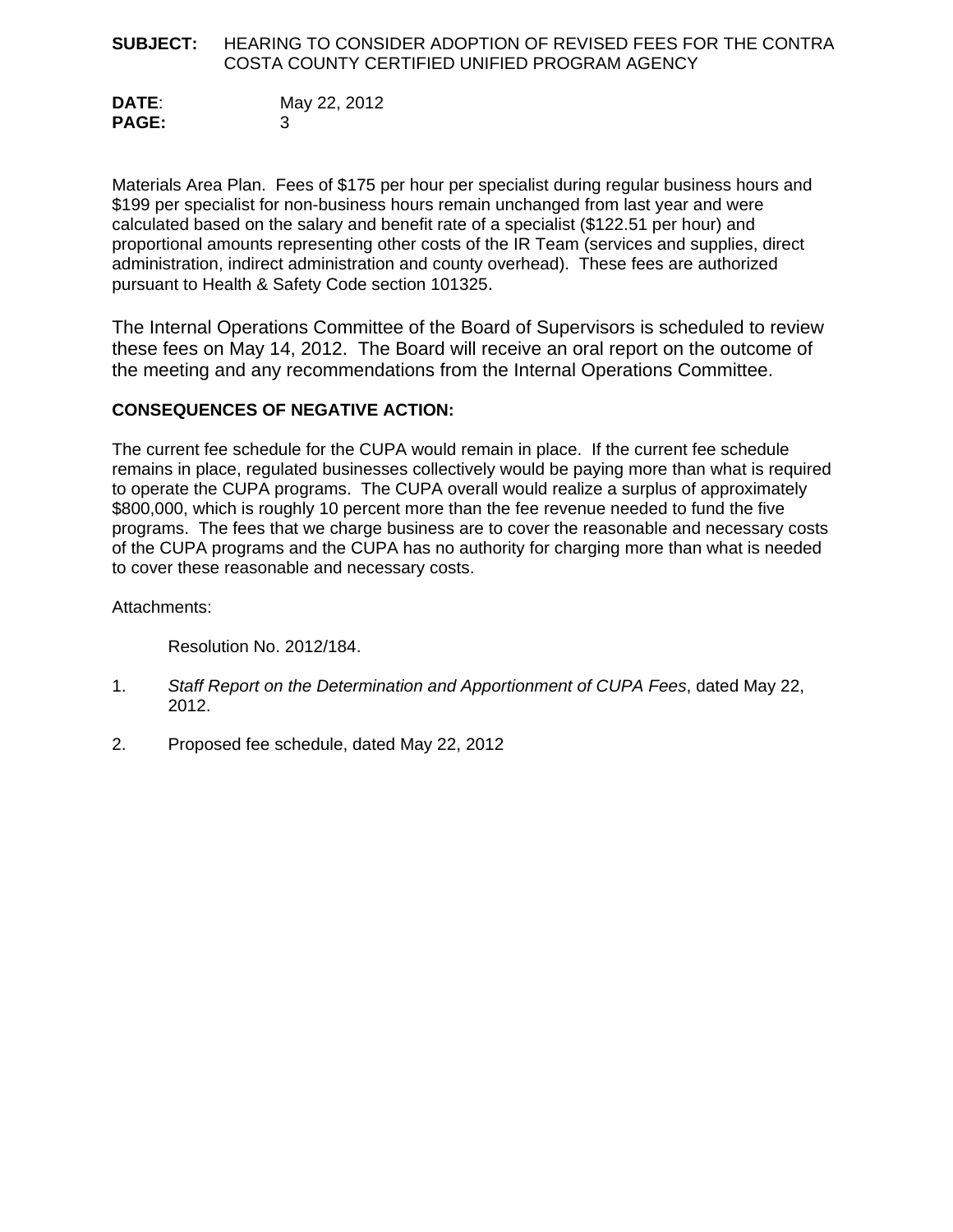Materials Area Plan. Fees of $175 per hour per specialist during regular business hours and $199 per specialist for non-business hours remain unchanged from last year and were calculated based on the salary and benefit rate of a specialist ($122.51 per hour) and proportional amounts representing other costs of the IR Team (services and supplies, direct administration, indirect administration and county overhead). These fees are authorized pursuant to Health & Safety Code section 101325.

The Internal Operations Committee of the Board of Supervisors is scheduled to review these fees on May 14, 2012. The Board will receive an oral report on the outcome of the meeting and any recommendations from the Internal Operations Committee.

**CONSEQUENCES OF NEGATIVE ACTION:**

The current fee schedule for the CUPA would remain in place. If the current fee schedule remains in place, regulated businesses collectively would be paying more than what is required to operate the CUPA programs. The CUPA overall would realize a surplus of approximately $800,000, which is roughly 10 percent more than the fee revenue needed to fund the five programs. The fees that we charge business are to cover the reasonable and necessary costs of the CUPA programs and the CUPA has no authority for charging more than what is needed to cover these reasonable and necessary costs.

Attachments:

Resolution No. 2012/184.

1. *Staff Report on the Determination and Apportionment of CUPA Fees*, dated May 22, 2012.

2. Proposed fee schedule, dated May 22, 2012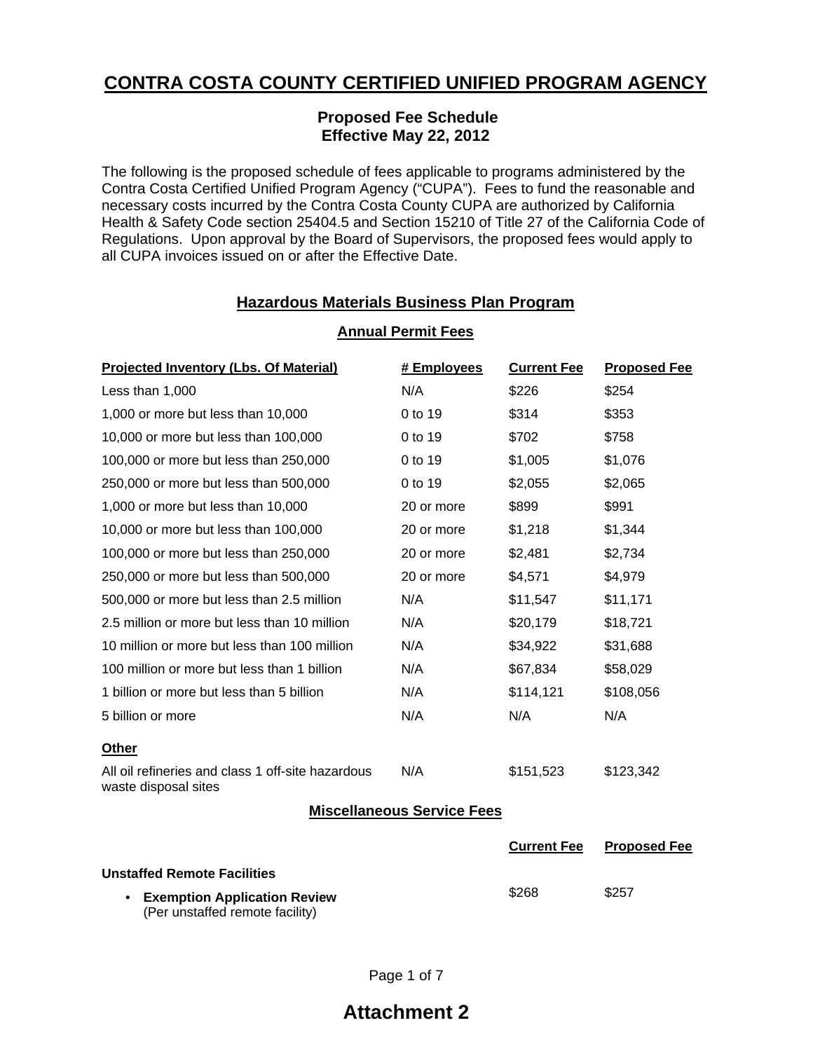# CONTRA COSTA COUNTY CERTIFIED UNIFIED PROGRAM AGENCY

### Proposed Fee Schedule
### Effective May 22, 2012

The following is the proposed schedule of fees applicable to programs administered by the Contra Costa Certified Unified Program Agency ("CUPA"). Fees to fund the reasonable and necessary costs incurred by the Contra Costa County CUPA are authorized by California Health & Safety Code section 25404.5 and Section 15210 of Title 27 of the California Code of Regulations. Upon approval by the Board of Supervisors, the proposed fees would apply to all CUPA invoices issued on or after the Effective Date.

## Hazardous Materials Business Plan Program

### Annual Permit Fees

| Projected Inventory (Lbs. Of Material) | # Employees | Current Fee | Proposed Fee |
|---|---|---|---|
| Less than 1,000 | N/A | $226 | $254 |
| 1,000 or more but less than 10,000 | 0 to 19 | $314 | $353 |
| 10,000 or more but less than 100,000 | 0 to 19 | $702 | $758 |
| 100,000 or more but less than 250,000 | 0 to 19 | $1,005 | $1,076 |
| 250,000 or more but less than 500,000 | 0 to 19 | $2,055 | $2,065 |
| 1,000 or more but less than 10,000 | 20 or more | $899 | $991 |
| 10,000 or more but less than 100,000 | 20 or more | $1,218 | $1,344 |
| 100,000 or more but less than 250,000 | 20 or more | $2,481 | $2,734 |
| 250,000 or more but less than 500,000 | 20 or more | $4,571 | $4,979 |
| 500,000 or more but less than 2.5 million | N/A | $11,547 | $11,171 |
| 2.5 million or more but less than 10 million | N/A | $20,179 | $18,721 |
| 10 million or more but less than 100 million | N/A | $34,922 | $31,688 |
| 100 million or more but less than 1 billion | N/A | $67,834 | $58,029 |
| 1 billion or more but less than 5 billion | N/A | $114,121 | $108,056 |
| 5 billion or more | N/A | N/A | N/A |
| **Other** | | | |
| All oil refineries and class 1 off-site hazardous waste disposal sites | N/A | $151,523 | $123,342 |

### Miscellaneous Service Fees

| | Current Fee | Proposed Fee |
|---|---|---|
| **Unstaffed Remote Facilities** | | |
| • **Exemption Application Review** (Per unstaffed remote facility) | $268 | $257 |

## Attachment 2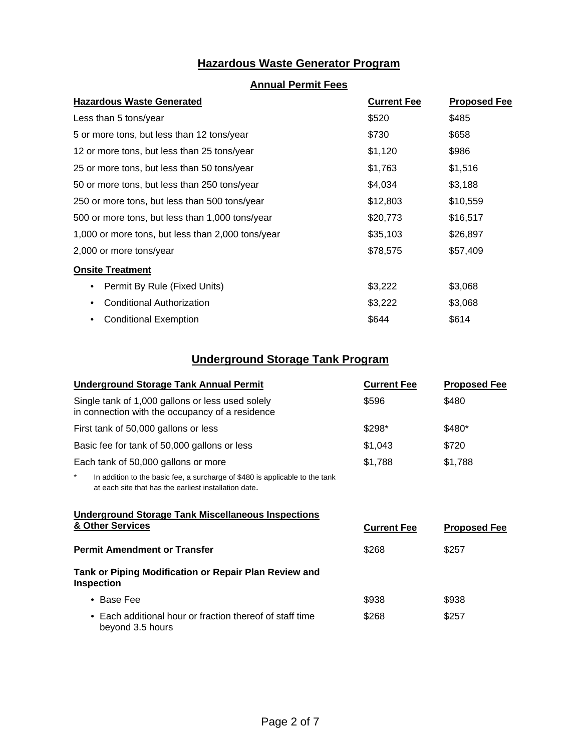# Hazardous Waste Generator Program

## Annual Permit Fees

| Hazardous Waste Generated | Current Fee | Proposed Fee |
|---|---|---|
| Less than 5 tons/year | $520 | $485 |
| 5 or more tons, but less than 12 tons/year | $730 | $658 |
| 12 or more tons, but less than 25 tons/year | $1,120 | $986 |
| 25 or more tons, but less than 50 tons/year | $1,763 | $1,516 |
| 50 or more tons, but less than 250 tons/year | $4,034 | $3,188 |
| 250 or more tons, but less than 500 tons/year | $12,803 | $10,559 |
| 500 or more tons, but less than 1,000 tons/year | $20,773 | $16,517 |
| 1,000 or more tons, but less than 2,000 tons/year | $35,103 | $26,897 |
| 2,000 or more tons/year | $78,575 | $57,409 |
| **Onsite Treatment** | | |
| • Permit By Rule (Fixed Units) | $3,222 | $3,068 |
| • Conditional Authorization | $3,222 | $3,068 |
| • Conditional Exemption | $644 | $614 |

# Underground Storage Tank Program

| Underground Storage Tank Annual Permit | Current Fee | Proposed Fee |
|---|---|---|
| Single tank of 1,000 gallons or less used solely in connection with the occupancy of a residence | $596 | $480 |
| First tank of 50,000 gallons or less | $298* | $480* |
| Basic fee for tank of 50,000 gallons or less | $1,043 | $720 |
| Each tank of 50,000 gallons or more | $1,788 | $1,788 |

\* In addition to the basic fee, a surcharge of $480 is applicable to the tank at each site that has the earliest installation date.

| Underground Storage Tank Miscellaneous Inspections & Other Services | Current Fee | Proposed Fee |
|---|---|---|
| **Permit Amendment or Transfer** | $268 | $257 |
| **Tank or Piping Modification or Repair Plan Review and Inspection** | | |
| • Base Fee | $938 | $938 |
| • Each additional hour or fraction thereof of staff time beyond 3.5 hours | $268 | $257 |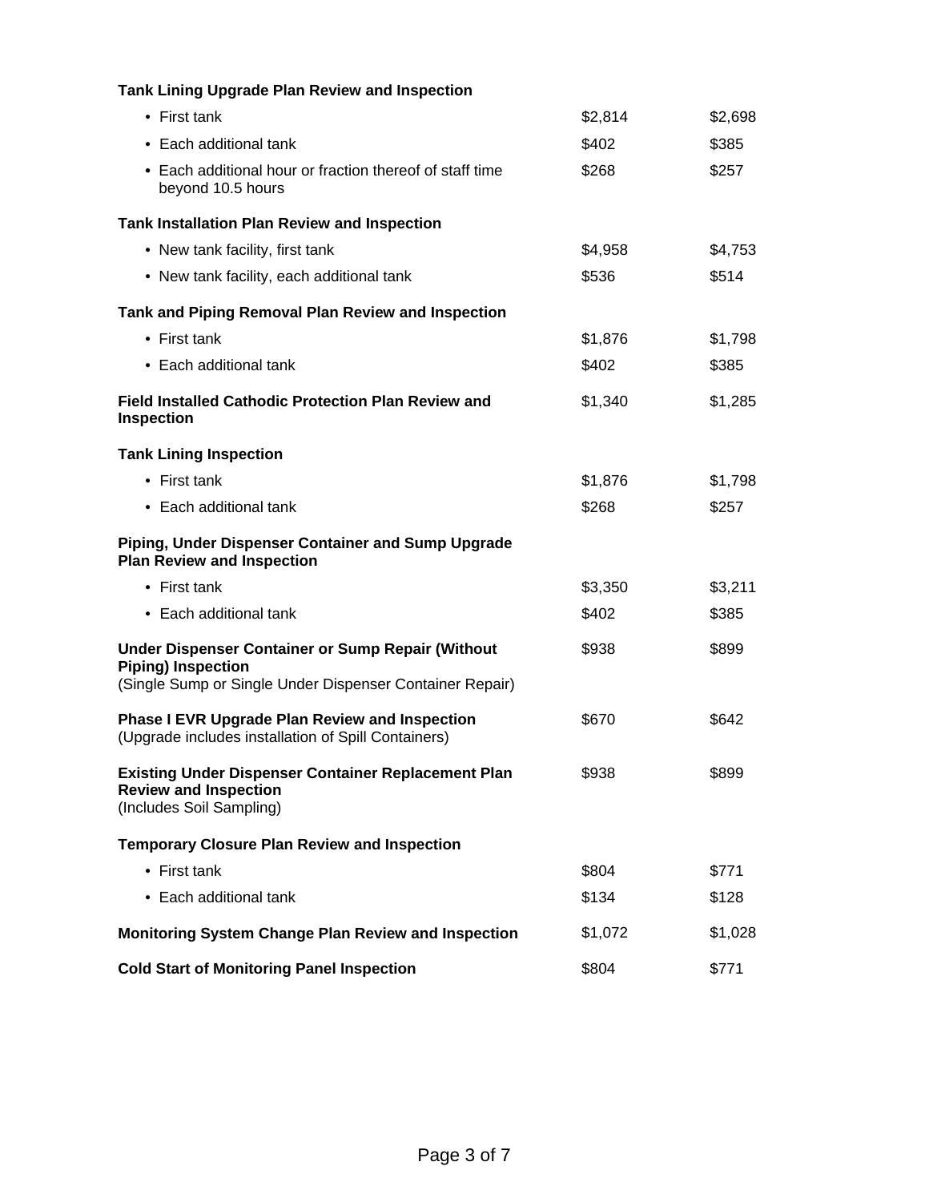| | | |
|---|---|---|
| **Tank Lining Upgrade Plan Review and Inspection** | | |
| • First tank | $2,814 | $2,698 |
| • Each additional tank | $402 | $385 |
| • Each additional hour or fraction thereof of staff time beyond 10.5 hours | $268 | $257 |
| **Tank Installation Plan Review and Inspection** | | |
| • New tank facility, first tank | $4,958 | $4,753 |
| • New tank facility, each additional tank | $536 | $514 |
| **Tank and Piping Removal Plan Review and Inspection** | | |
| • First tank | $1,876 | $1,798 |
| • Each additional tank | $402 | $385 |
| **Field Installed Cathodic Protection Plan Review and Inspection** | $1,340 | $1,285 |
| **Tank Lining Inspection** | | |
| • First tank | $1,876 | $1,798 |
| • Each additional tank | $268 | $257 |
| **Piping, Under Dispenser Container and Sump Upgrade Plan Review and Inspection** | | |
| • First tank | $3,350 | $3,211 |
| • Each additional tank | $402 | $385 |
| **Under Dispenser Container or Sump Repair (Without Piping) Inspection** (Single Sump or Single Under Dispenser Container Repair) | $938 | $899 |
| **Phase I EVR Upgrade Plan Review and Inspection** (Upgrade includes installation of Spill Containers) | $670 | $642 |
| **Existing Under Dispenser Container Replacement Plan Review and Inspection** (Includes Soil Sampling) | $938 | $899 |
| **Temporary Closure Plan Review and Inspection** | | |
| • First tank | $804 | $771 |
| • Each additional tank | $134 | $128 |
| **Monitoring System Change Plan Review and Inspection** | $1,072 | $1,028 |
| **Cold Start of Monitoring Panel Inspection** | $804 | $771 |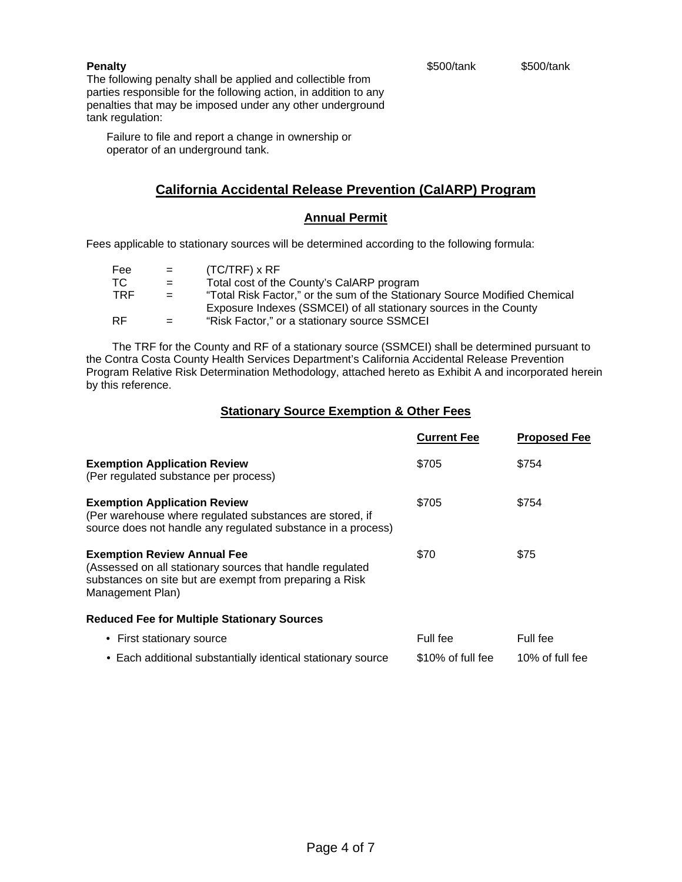| | | |
|---|---|---|
| **Penalty**<br>The following penalty shall be applied and collectible from parties responsible for the following action, in addition to any penalties that may be imposed under any other underground tank regulation:<br><br>Failure to file and report a change in ownership or operator of an underground tank. | \$500/tank | \$500/tank |

## California Accidental Release Prevention (CalARP) Program

### Annual Permit

Fees applicable to stationary sources will be determined according to the following formula:

| | | |
|---|---|---|
| Fee | = | (TC/TRF) x RF |
| TC | = | Total cost of the County's CalARP program |
| TRF | = | "Total Risk Factor," or the sum of the Stationary Source Modified Chemical Exposure Indexes (SSMCEI) of all stationary sources in the County |
| RF | = | "Risk Factor," or a stationary source SSMCEI |

The TRF for the County and RF of a stationary source (SSMCEI) shall be determined pursuant to the Contra Costa County Health Services Department's California Accidental Release Prevention Program Relative Risk Determination Methodology, attached hereto as Exhibit A and incorporated herein by this reference.

### Stationary Source Exemption & Other Fees

| | Current Fee | Proposed Fee |
|---|---|---|
| **Exemption Application Review**<br>(Per regulated substance per process) | \$705 | \$754 |
| **Exemption Application Review**<br>(Per warehouse where regulated substances are stored, if source does not handle any regulated substance in a process) | \$705 | \$754 |
| **Exemption Review Annual Fee**<br>(Assessed on all stationary sources that handle regulated substances on site but are exempt from preparing a Risk Management Plan) | \$70 | \$75 |
| **Reduced Fee for Multiple Stationary Sources** | | |
| • First stationary source | Full fee | Full fee |
| • Each additional substantially identical stationary source | \$10% of full fee | 10% of full fee |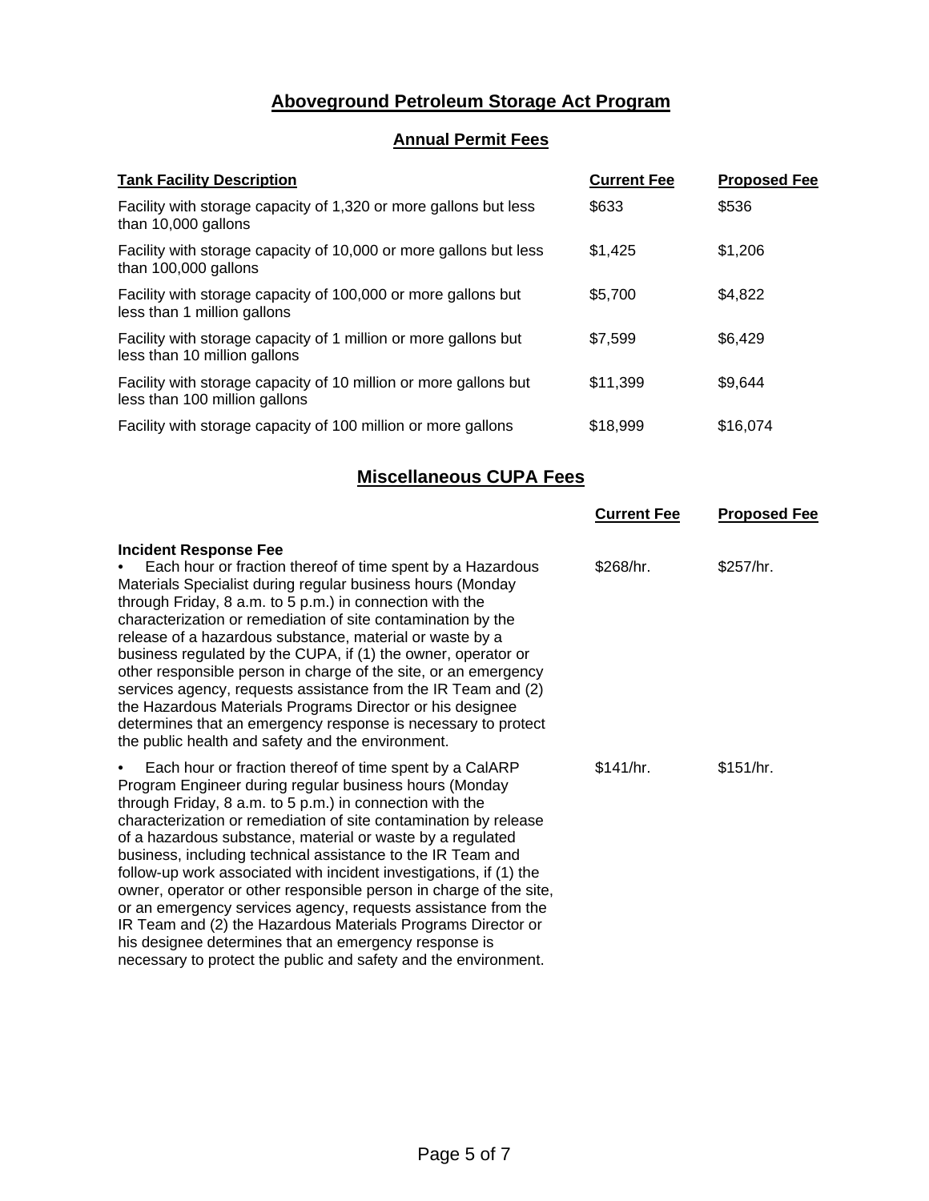## Aboveground Petroleum Storage Act Program

### Annual Permit Fees

| Tank Facility Description | Current Fee | Proposed Fee |
|---|---|---|
| Facility with storage capacity of 1,320 or more gallons but less than 10,000 gallons | $633 | $536 |
| Facility with storage capacity of 10,000 or more gallons but less than 100,000 gallons | $1,425 | $1,206 |
| Facility with storage capacity of 100,000 or more gallons but less than 1 million gallons | $5,700 | $4,822 |
| Facility with storage capacity of 1 million or more gallons but less than 10 million gallons | $7,599 | $6,429 |
| Facility with storage capacity of 10 million or more gallons but less than 100 million gallons | $11,399 | $9,644 |
| Facility with storage capacity of 100 million or more gallons | $18,999 | $16,074 |

## Miscellaneous CUPA Fees

| | Current Fee | Proposed Fee |
|---|---|---|
| **Incident Response Fee** | | |
| • Each hour or fraction thereof of time spent by a Hazardous Materials Specialist during regular business hours (Monday through Friday, 8 a.m. to 5 p.m.) in connection with the characterization or remediation of site contamination by the release of a hazardous substance, material or waste by a business regulated by the CUPA, if (1) the owner, operator or other responsible person in charge of the site, or an emergency services agency, requests assistance from the IR Team and (2) the Hazardous Materials Programs Director or his designee determines that an emergency response is necessary to protect the public health and safety and the environment. | $268/hr. | $257/hr. |
| • Each hour or fraction thereof of time spent by a CalARP Program Engineer during regular business hours (Monday through Friday, 8 a.m. to 5 p.m.) in connection with the characterization or remediation of site contamination by release of a hazardous substance, material or waste by a regulated business, including technical assistance to the IR Team and follow-up work associated with incident investigations, if (1) the owner, operator or other responsible person in charge of the site, or an emergency services agency, requests assistance from the IR Team and (2) the Hazardous Materials Programs Director or his designee determines that an emergency response is necessary to protect the public and safety and the environment. | $141/hr. | $151/hr. |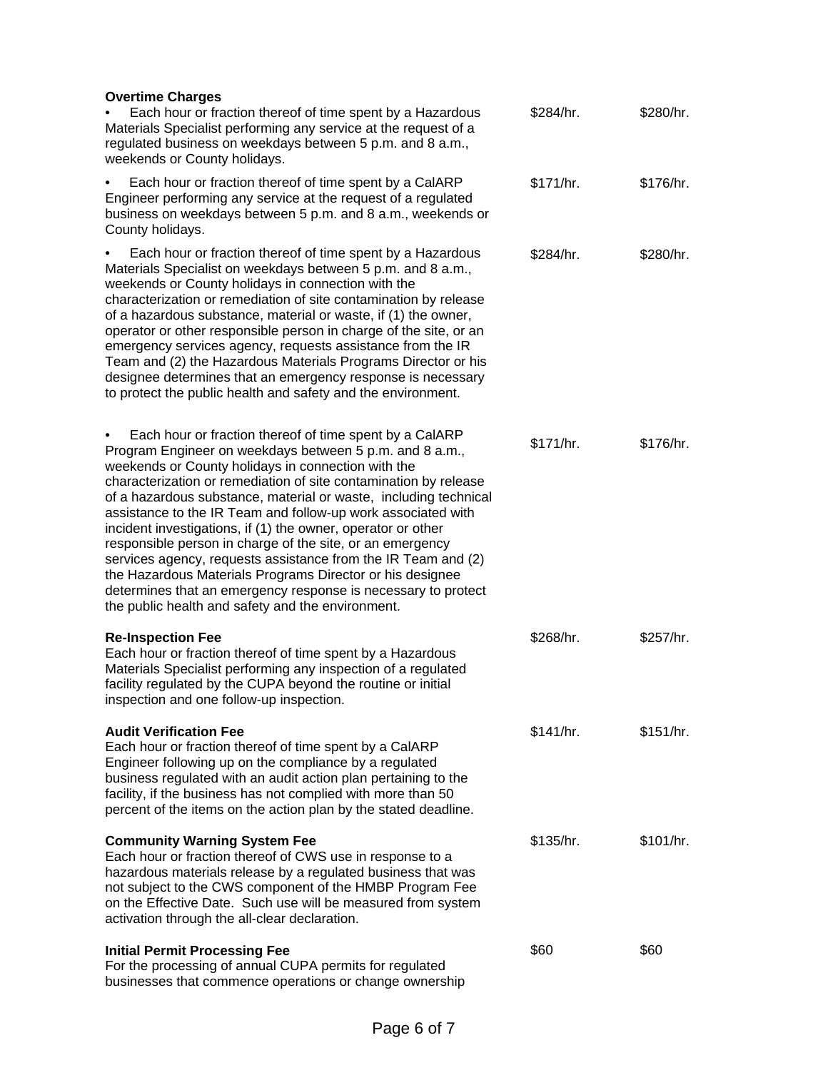| | | |
|---|---|---|
| **Overtime Charges** | | |
| • Each hour or fraction thereof of time spent by a Hazardous Materials Specialist performing any service at the request of a regulated business on weekdays between 5 p.m. and 8 a.m., weekends or County holidays. | \$284/hr. | \$280/hr. |
| • Each hour or fraction thereof of time spent by a CalARP Engineer performing any service at the request of a regulated business on weekdays between 5 p.m. and 8 a.m., weekends or County holidays. | \$171/hr. | \$176/hr. |
| • Each hour or fraction thereof of time spent by a Hazardous Materials Specialist on weekdays between 5 p.m. and 8 a.m., weekends or County holidays in connection with the characterization or remediation of site contamination by release of a hazardous substance, material or waste, if (1) the owner, operator or other responsible person in charge of the site, or an emergency services agency, requests assistance from the IR Team and (2) the Hazardous Materials Programs Director or his designee determines that an emergency response is necessary to protect the public health and safety and the environment. | \$284/hr. | \$280/hr. |
| • Each hour or fraction thereof of time spent by a CalARP Program Engineer on weekdays between 5 p.m. and 8 a.m., weekends or County holidays in connection with the characterization or remediation of site contamination by release of a hazardous substance, material or waste, including technical assistance to the IR Team and follow-up work associated with incident investigations, if (1) the owner, operator or other responsible person in charge of the site, or an emergency services agency, requests assistance from the IR Team and (2) the Hazardous Materials Programs Director or his designee determines that an emergency response is necessary to protect the public health and safety and the environment. | \$171/hr. | \$176/hr. |
| **Re-Inspection Fee**<br>Each hour or fraction thereof of time spent by a Hazardous Materials Specialist performing any inspection of a regulated facility regulated by the CUPA beyond the routine or initial inspection and one follow-up inspection. | \$268/hr. | \$257/hr. |
| **Audit Verification Fee**<br>Each hour or fraction thereof of time spent by a CalARP Engineer following up on the compliance by a regulated business regulated with an audit action plan pertaining to the facility, if the business has not complied with more than 50 percent of the items on the action plan by the stated deadline. | \$141/hr. | \$151/hr. |
| **Community Warning System Fee**<br>Each hour or fraction thereof of CWS use in response to a hazardous materials release by a regulated business that was not subject to the CWS component of the HMBP Program Fee on the Effective Date. Such use will be measured from system activation through the all-clear declaration. | \$135/hr. | \$101/hr. |
| **Initial Permit Processing Fee**<br>For the processing of annual CUPA permits for regulated businesses that commence operations or change ownership | \$60 | \$60 |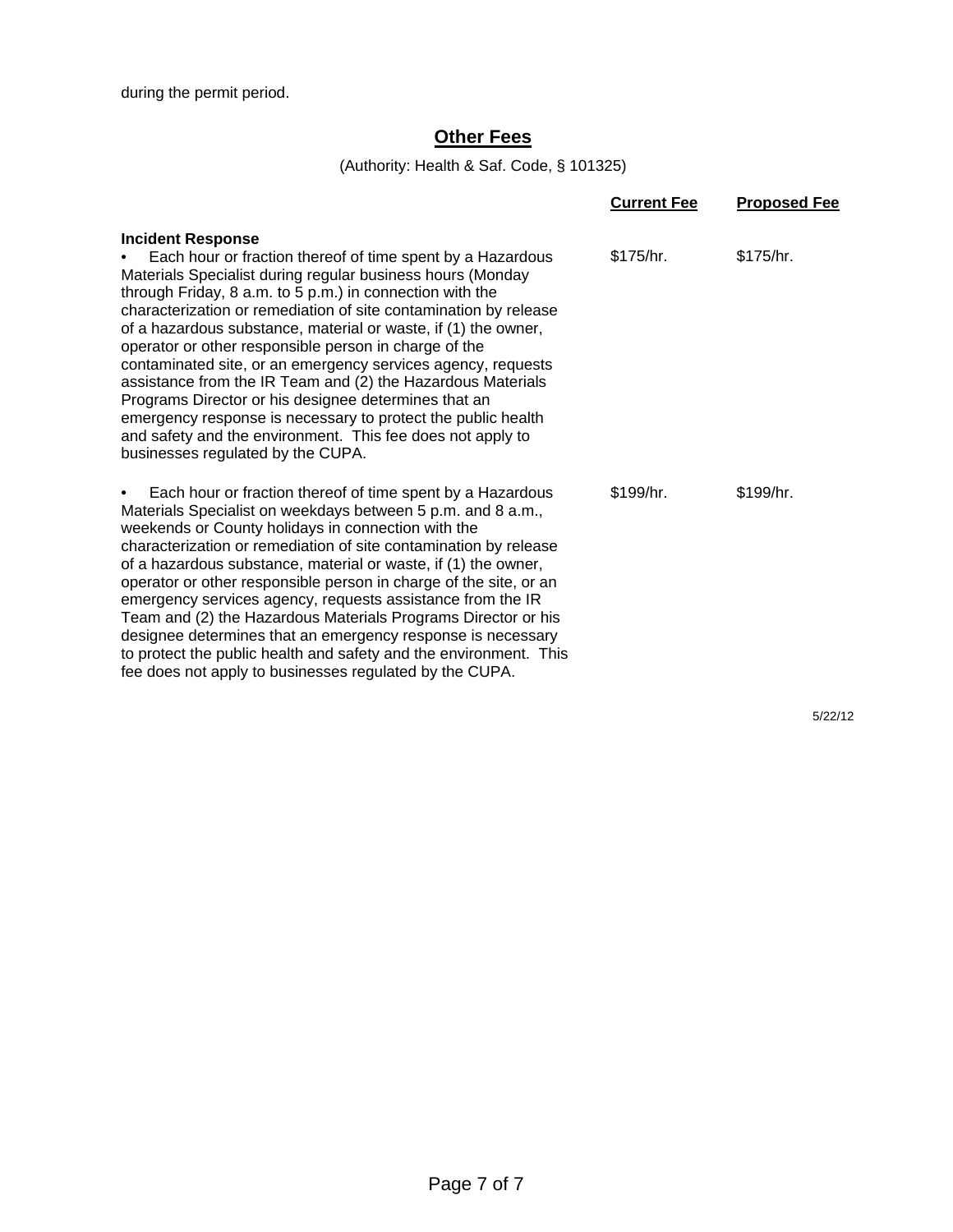during the permit period.

## Other Fees

(Authority: Health & Saf. Code, § 101325)

| | Current Fee | Proposed Fee |
|---|---|---|
| **Incident Response** | | |
| • Each hour or fraction thereof of time spent by a Hazardous Materials Specialist during regular business hours (Monday through Friday, 8 a.m. to 5 p.m.) in connection with the characterization or remediation of site contamination by release of a hazardous substance, material or waste, if (1) the owner, operator or other responsible person in charge of the contaminated site, or an emergency services agency, requests assistance from the IR Team and (2) the Hazardous Materials Programs Director or his designee determines that an emergency response is necessary to protect the public health and safety and the environment. This fee does not apply to businesses regulated by the CUPA. | $175/hr. | $175/hr. |
| • Each hour or fraction thereof of time spent by a Hazardous Materials Specialist on weekdays between 5 p.m. and 8 a.m., weekends or County holidays in connection with the characterization or remediation of site contamination by release of a hazardous substance, material or waste, if (1) the owner, operator or other responsible person in charge of the site, or an emergency services agency, requests assistance from the IR Team and (2) the Hazardous Materials Programs Director or his designee determines that an emergency response is necessary to protect the public health and safety and the environment. This fee does not apply to businesses regulated by the CUPA. | $199/hr. | $199/hr. |

5/22/12